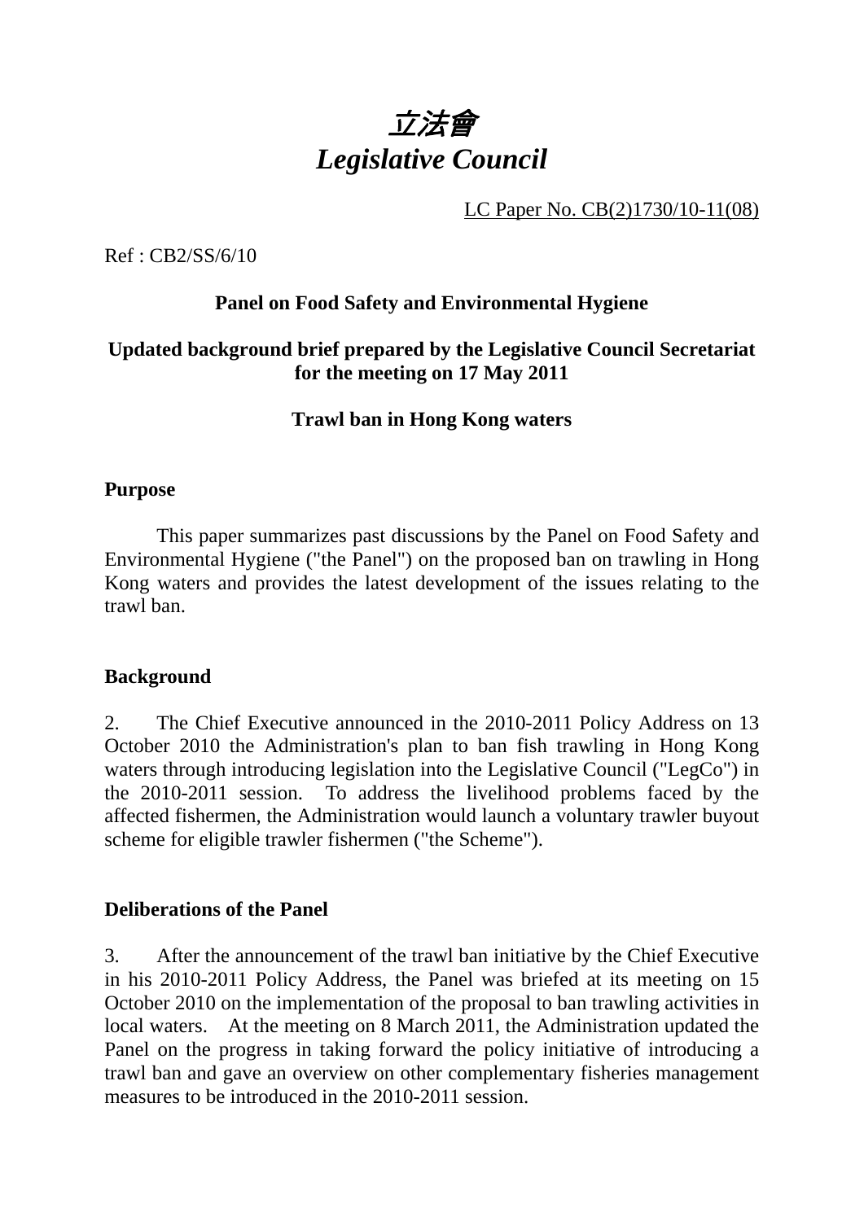# *立法會*
# *Legislative Council*

LC Paper No. CB(2)1730/10-11(08)

Ref : CB2/SS/6/10

**Panel on Food Safety and Environmental Hygiene**

**Updated background brief prepared by the Legislative Council Secretariat for the meeting on 17 May 2011**

**Trawl ban in Hong Kong waters**

## Purpose

This paper summarizes past discussions by the Panel on Food Safety and Environmental Hygiene ("the Panel") on the proposed ban on trawling in Hong Kong waters and provides the latest development of the issues relating to the trawl ban.

## Background

2. The Chief Executive announced in the 2010-2011 Policy Address on 13 October 2010 the Administration's plan to ban fish trawling in Hong Kong waters through introducing legislation into the Legislative Council ("LegCo") in the 2010-2011 session. To address the livelihood problems faced by the affected fishermen, the Administration would launch a voluntary trawler buyout scheme for eligible trawler fishermen ("the Scheme").

## Deliberations of the Panel

3. After the announcement of the trawl ban initiative by the Chief Executive in his 2010-2011 Policy Address, the Panel was briefed at its meeting on 15 October 2010 on the implementation of the proposal to ban trawling activities in local waters. At the meeting on 8 March 2011, the Administration updated the Panel on the progress in taking forward the policy initiative of introducing a trawl ban and gave an overview on other complementary fisheries management measures to be introduced in the 2010-2011 session.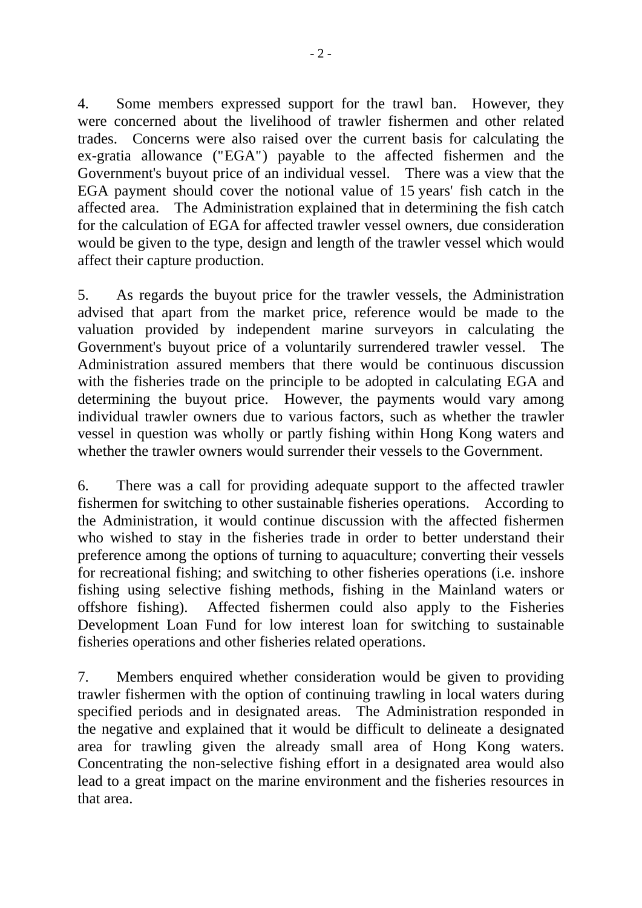4. Some members expressed support for the trawl ban. However, they were concerned about the livelihood of trawler fishermen and other related trades. Concerns were also raised over the current basis for calculating the ex-gratia allowance ("EGA") payable to the affected fishermen and the Government's buyout price of an individual vessel. There was a view that the EGA payment should cover the notional value of 15 years' fish catch in the affected area. The Administration explained that in determining the fish catch for the calculation of EGA for affected trawler vessel owners, due consideration would be given to the type, design and length of the trawler vessel which would affect their capture production.

5. As regards the buyout price for the trawler vessels, the Administration advised that apart from the market price, reference would be made to the valuation provided by independent marine surveyors in calculating the Government's buyout price of a voluntarily surrendered trawler vessel. The Administration assured members that there would be continuous discussion with the fisheries trade on the principle to be adopted in calculating EGA and determining the buyout price. However, the payments would vary among individual trawler owners due to various factors, such as whether the trawler vessel in question was wholly or partly fishing within Hong Kong waters and whether the trawler owners would surrender their vessels to the Government.

6. There was a call for providing adequate support to the affected trawler fishermen for switching to other sustainable fisheries operations. According to the Administration, it would continue discussion with the affected fishermen who wished to stay in the fisheries trade in order to better understand their preference among the options of turning to aquaculture; converting their vessels for recreational fishing; and switching to other fisheries operations (i.e. inshore fishing using selective fishing methods, fishing in the Mainland waters or offshore fishing). Affected fishermen could also apply to the Fisheries Development Loan Fund for low interest loan for switching to sustainable fisheries operations and other fisheries related operations.

7. Members enquired whether consideration would be given to providing trawler fishermen with the option of continuing trawling in local waters during specified periods and in designated areas. The Administration responded in the negative and explained that it would be difficult to delineate a designated area for trawling given the already small area of Hong Kong waters. Concentrating the non-selective fishing effort in a designated area would also lead to a great impact on the marine environment and the fisheries resources in that area.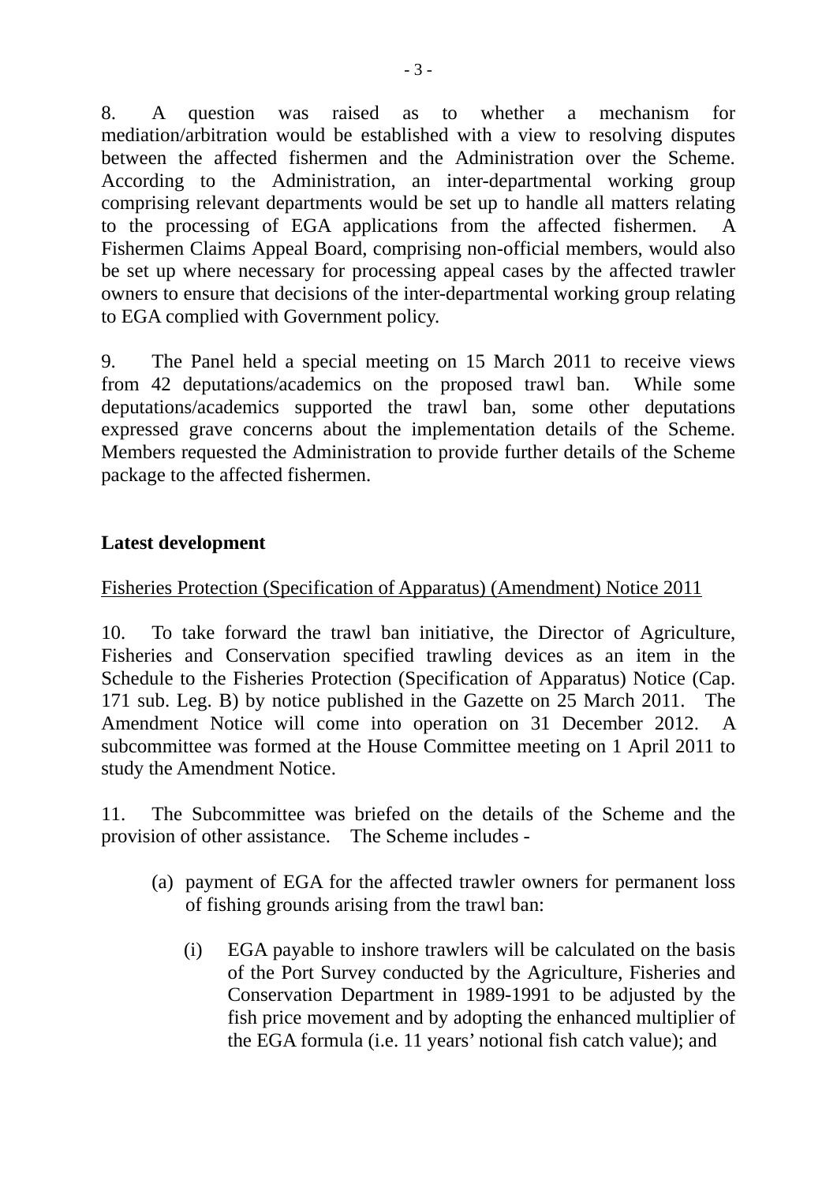8. A question was raised as to whether a mechanism for mediation/arbitration would be established with a view to resolving disputes between the affected fishermen and the Administration over the Scheme. According to the Administration, an inter-departmental working group comprising relevant departments would be set up to handle all matters relating to the processing of EGA applications from the affected fishermen. A Fishermen Claims Appeal Board, comprising non-official members, would also be set up where necessary for processing appeal cases by the affected trawler owners to ensure that decisions of the inter-departmental working group relating to EGA complied with Government policy.

9. The Panel held a special meeting on 15 March 2011 to receive views from 42 deputations/academics on the proposed trawl ban. While some deputations/academics supported the trawl ban, some other deputations expressed grave concerns about the implementation details of the Scheme. Members requested the Administration to provide further details of the Scheme package to the affected fishermen.

**Latest development**

Fisheries Protection (Specification of Apparatus) (Amendment) Notice 2011

10. To take forward the trawl ban initiative, the Director of Agriculture, Fisheries and Conservation specified trawling devices as an item in the Schedule to the Fisheries Protection (Specification of Apparatus) Notice (Cap. 171 sub. Leg. B) by notice published in the Gazette on 25 March 2011. The Amendment Notice will come into operation on 31 December 2012. A subcommittee was formed at the House Committee meeting on 1 April 2011 to study the Amendment Notice.

11. The Subcommittee was briefed on the details of the Scheme and the provision of other assistance. The Scheme includes -

(a) payment of EGA for the affected trawler owners for permanent loss of fishing grounds arising from the trawl ban:

(i) EGA payable to inshore trawlers will be calculated on the basis of the Port Survey conducted by the Agriculture, Fisheries and Conservation Department in 1989-1991 to be adjusted by the fish price movement and by adopting the enhanced multiplier of the EGA formula (i.e. 11 years' notional fish catch value); and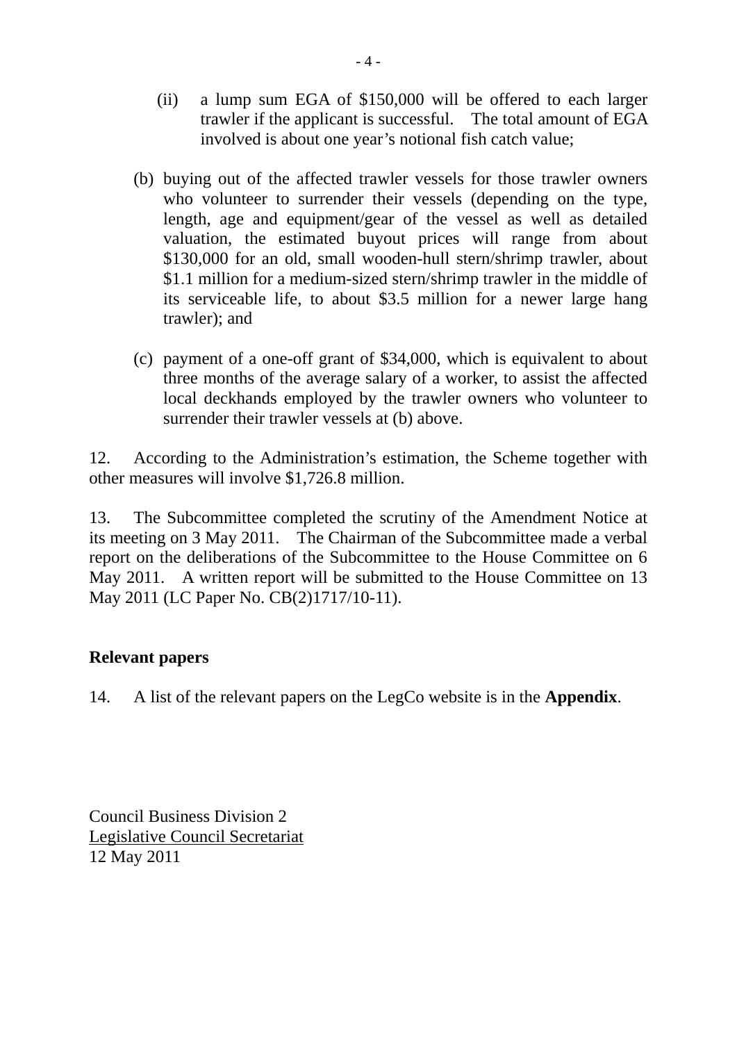(ii) a lump sum EGA of $150,000 will be offered to each larger trawler if the applicant is successful. The total amount of EGA involved is about one year's notional fish catch value;

(b) buying out of the affected trawler vessels for those trawler owners who volunteer to surrender their vessels (depending on the type, length, age and equipment/gear of the vessel as well as detailed valuation, the estimated buyout prices will range from about $130,000 for an old, small wooden-hull stern/shrimp trawler, about $1.1 million for a medium-sized stern/shrimp trawler in the middle of its serviceable life, to about $3.5 million for a newer large hang trawler); and

(c) payment of a one-off grant of $34,000, which is equivalent to about three months of the average salary of a worker, to assist the affected local deckhands employed by the trawler owners who volunteer to surrender their trawler vessels at (b) above.

12. According to the Administration's estimation, the Scheme together with other measures will involve $1,726.8 million.

13. The Subcommittee completed the scrutiny of the Amendment Notice at its meeting on 3 May 2011. The Chairman of the Subcommittee made a verbal report on the deliberations of the Subcommittee to the House Committee on 6 May 2011. A written report will be submitted to the House Committee on 13 May 2011 (LC Paper No. CB(2)1717/10-11).

**Relevant papers**

14. A list of the relevant papers on the LegCo website is in the **Appendix**.

Council Business Division 2
Legislative Council Secretariat
12 May 2011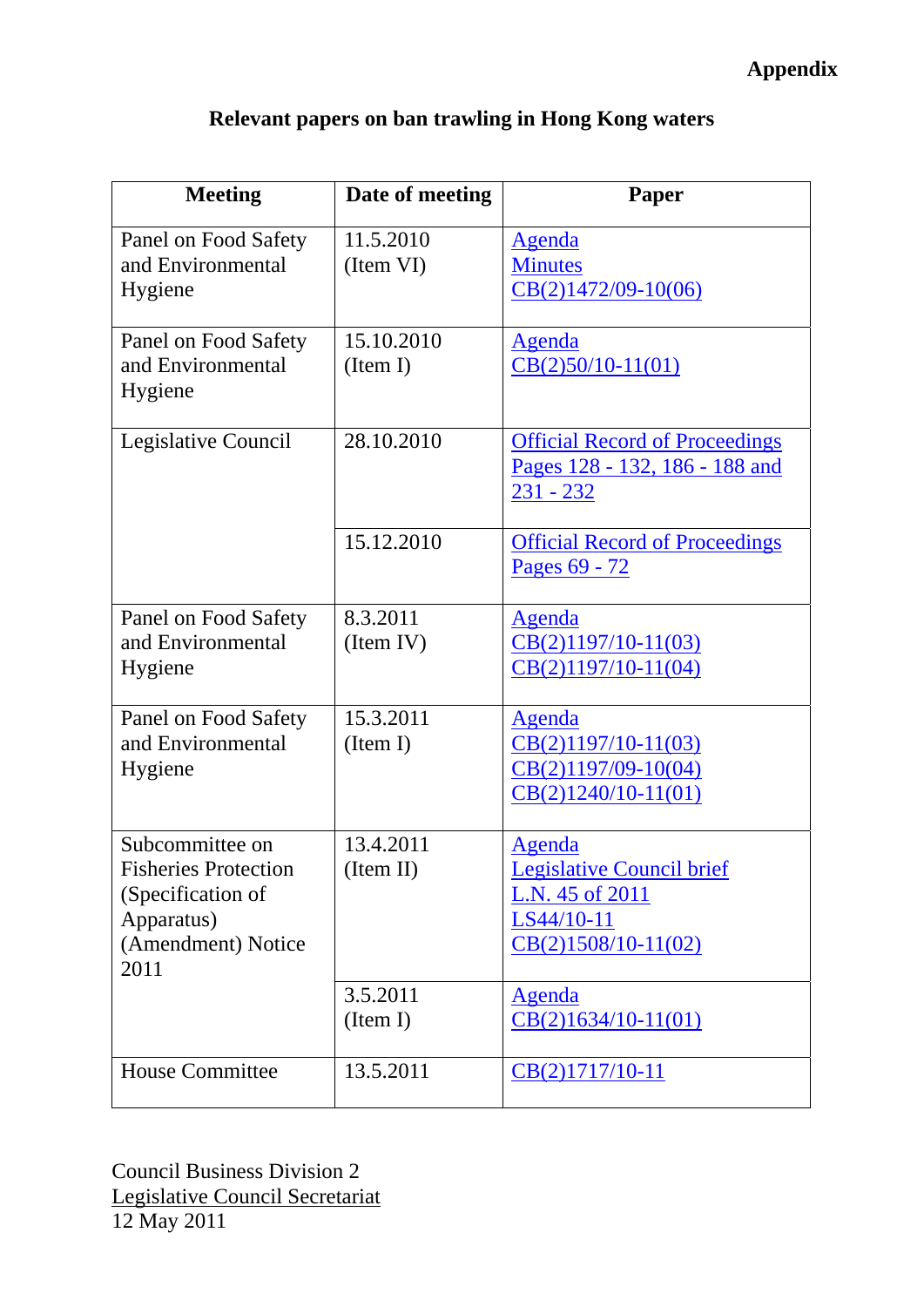**Appendix**

## Relevant papers on ban trawling in Hong Kong waters

| Meeting | Date of meeting | Paper |
|---|---|---|
| Panel on Food Safety and Environmental Hygiene | 11.5.2010 (Item VI) | Agenda<br>Minutes<br>CB(2)1472/09-10(06) |
| Panel on Food Safety and Environmental Hygiene | 15.10.2010 (Item I) | Agenda<br>CB(2)50/10-11(01) |
| Legislative Council | 28.10.2010 | Official Record of Proceedings<br>Pages 128 - 132, 186 - 188 and 231 - 232 |
| | 15.12.2010 | Official Record of Proceedings<br>Pages 69 - 72 |
| Panel on Food Safety and Environmental Hygiene | 8.3.2011 (Item IV) | Agenda<br>CB(2)1197/10-11(03)<br>CB(2)1197/10-11(04) |
| Panel on Food Safety and Environmental Hygiene | 15.3.2011 (Item I) | Agenda<br>CB(2)1197/10-11(03)<br>CB(2)1197/09-10(04)<br>CB(2)1240/10-11(01) |
| Subcommittee on Fisheries Protection (Specification of Apparatus) (Amendment) Notice 2011 | 13.4.2011 (Item II) | Agenda<br>Legislative Council brief<br>L.N. 45 of 2011<br>LS44/10-11<br>CB(2)1508/10-11(02) |
| | 3.5.2011 (Item I) | Agenda<br>CB(2)1634/10-11(01) |
| House Committee | 13.5.2011 | CB(2)1717/10-11 |

Council Business Division 2
Legislative Council Secretariat
12 May 2011